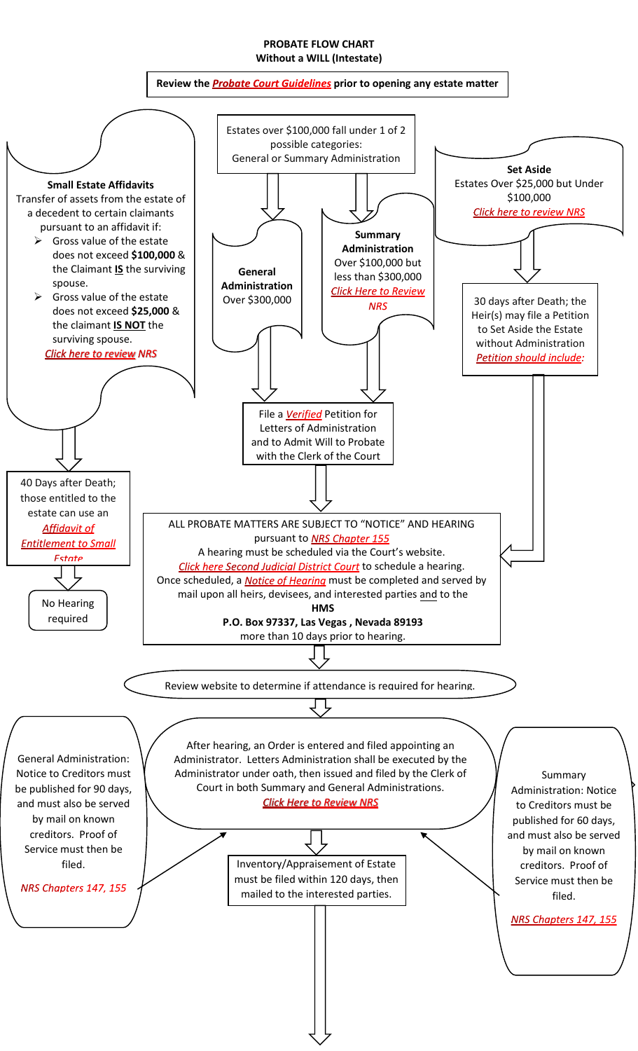**PROBATE FLOW CHART**
**Without a WILL (Intestate)**

**Review the *Probate Court Guidelines* prior to opening any estate matter**

**Small Estate Affidavits**
Transfer of assets from the estate of a decedent to certain claimants pursuant to an affidavit if:

- Gross value of the estate does not exceed **$100,000** & the Claimant **IS** the surviving spouse.
- Gross value of the estate does not exceed **$25,000** & the claimant **IS NOT** the surviving spouse.

*Click here to review NRS*

40 Days after Death; those entitled to the estate can use an *Affidavit of Entitlement to Small Estate*

No Hearing required

Estates over $100,000 fall under 1 of 2 possible categories: General or Summary Administration

**General Administration**
Over $300,000

**Summary Administration**
Over $100,000 but less than $300,000
*Click Here to Review NRS*

File a *Verified* Petition for Letters of Administration and to Admit Will to Probate with the Clerk of the Court

**Set Aside**
Estates Over $25,000 but Under $100,000
*Click here to review NRS*

30 days after Death; the Heir(s) may file a Petition to Set Aside the Estate without Administration
*Petition should include:*

ALL PROBATE MATTERS ARE SUBJECT TO "NOTICE" AND HEARING pursuant to *NRS Chapter 155*
A hearing must be scheduled via the Court's website.
*Click here Second Judicial District Court* to schedule a hearing.
Once scheduled, a *Notice of Hearing* must be completed and served by mail upon all heirs, devisees, and interested parties and to the
**HMS**
**P.O. Box 97337, Las Vegas , Nevada 89193**
more than 10 days prior to hearing.

Review website to determine if attendance is required for hearing.

After hearing, an Order is entered and filed appointing an Administrator. Letters Administration shall be executed by the Administrator under oath, then issued and filed by the Clerk of Court in both Summary and General Administrations.
***Click Here to Review NRS***

General Administration: Notice to Creditors must be published for 90 days, and must also be served by mail on known creditors. Proof of Service must then be filed.
*NRS Chapters 147, 155*

Summary Administration: Notice to Creditors must be published for 60 days, and must also be served by mail on known creditors. Proof of Service must then be filed.
*NRS Chapters 147, 155*

Inventory/Appraisement of Estate must be filed within 120 days, then mailed to the interested parties.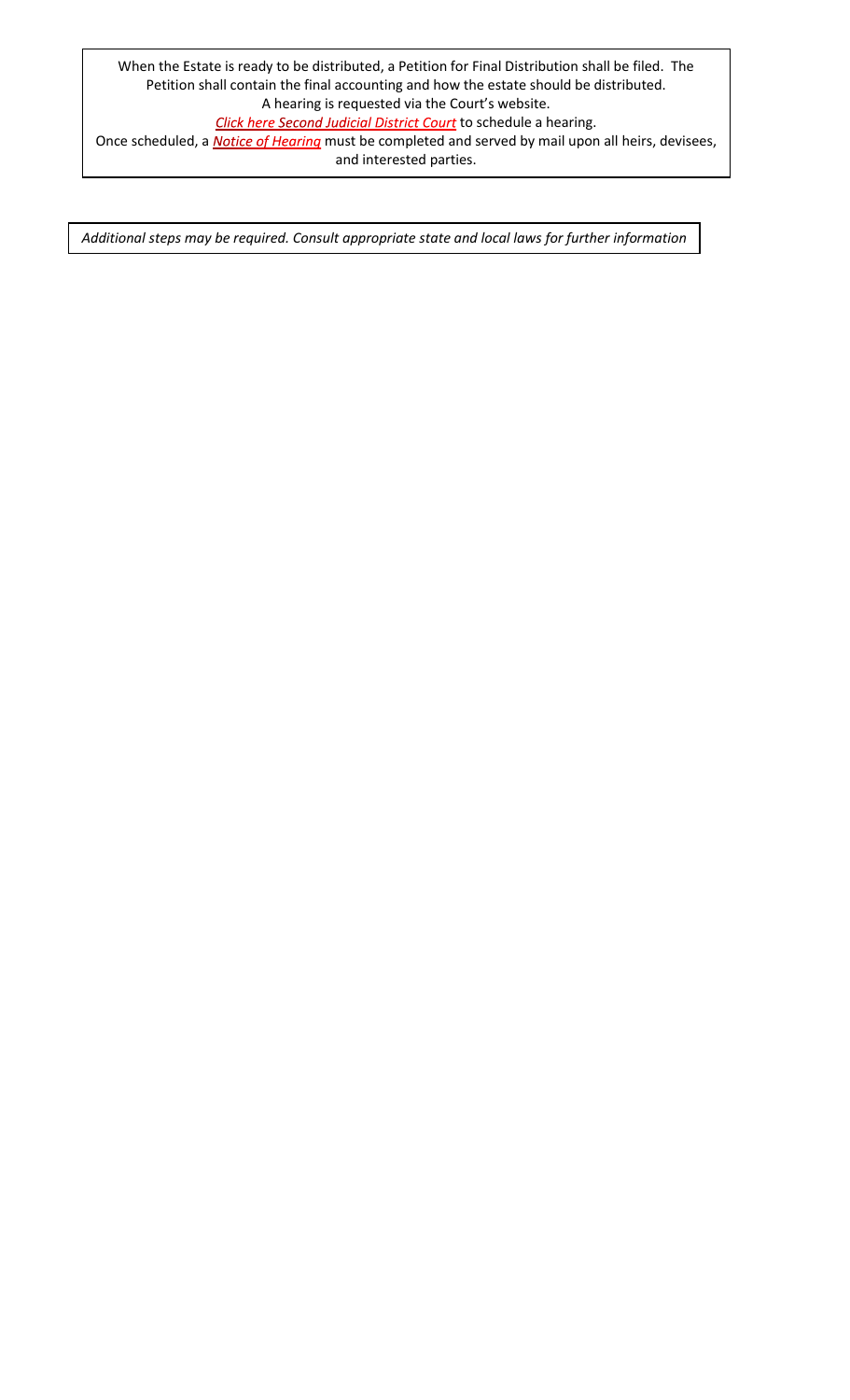When the Estate is ready to be distributed, a Petition for Final Distribution shall be filed. The Petition shall contain the final accounting and how the estate should be distributed.
A hearing is requested via the Court's website.
*Click here Second Judicial District Court* to schedule a hearing.
Once scheduled, a *Notice of Hearing* must be completed and served by mail upon all heirs, devisees, and interested parties.

*Additional steps may be required. Consult appropriate state and local laws for further information*